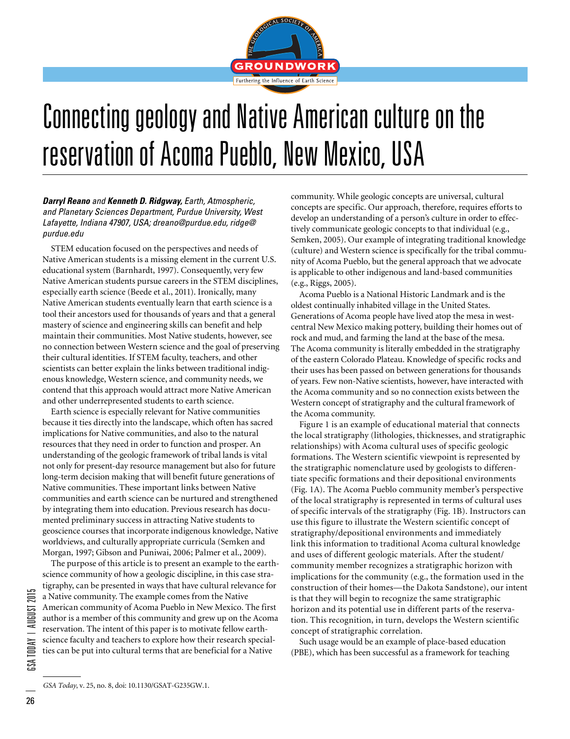# Connecting geology and Native American culture on the reservation of Acoma Pueblo, New Mexico, USA

***Darryl Reano*** and ***Kenneth D. Ridgway,*** *Earth, Atmospheric, and Planetary Sciences Department, Purdue University, West Lafayette, Indiana 47907, USA; dreano@purdue.edu, ridge@purdue.edu*

STEM education focused on the perspectives and needs of Native American students is a missing element in the current U.S. educational system (Barnhardt, 1997). Consequently, very few Native American students pursue careers in the STEM disciplines, especially earth science (Beede et al., 2011). Ironically, many Native American students eventually learn that earth science is a tool their ancestors used for thousands of years and that a general mastery of science and engineering skills can benefit and help maintain their communities. Most Native students, however, see no connection between Western science and the goal of preserving their cultural identities. If STEM faculty, teachers, and other scientists can better explain the links between traditional indigenous knowledge, Western science, and community needs, we contend that this approach would attract more Native American and other underrepresented students to earth science.

Earth science is especially relevant for Native communities because it ties directly into the landscape, which often has sacred implications for Native communities, and also to the natural resources that they need in order to function and prosper. An understanding of the geologic framework of tribal lands is vital not only for present-day resource management but also for future long-term decision making that will benefit future generations of Native communities. These important links between Native communities and earth science can be nurtured and strengthened by integrating them into education. Previous research has documented preliminary success in attracting Native students to geoscience courses that incorporate indigenous knowledge, Native worldviews, and culturally appropriate curricula (Semken and Morgan, 1997; Gibson and Puniwai, 2006; Palmer et al., 2009).

The purpose of this article is to present an example to the earth-science community of how a geologic discipline, in this case stratigraphy, can be presented in ways that have cultural relevance for a Native community. The example comes from the Native American community of Acoma Pueblo in New Mexico. The first author is a member of this community and grew up on the Acoma reservation. The intent of this paper is to motivate fellow earth-science faculty and teachers to explore how their research specialties can be put into cultural terms that are beneficial for a Native community. While geologic concepts are universal, cultural concepts are specific. Our approach, therefore, requires efforts to develop an understanding of a person's culture in order to effectively communicate geologic concepts to that individual (e.g., Semken, 2005). Our example of integrating traditional knowledge (culture) and Western science is specifically for the tribal community of Acoma Pueblo, but the general approach that we advocate is applicable to other indigenous and land-based communities (e.g., Riggs, 2005).

Acoma Pueblo is a National Historic Landmark and is the oldest continually inhabited village in the United States. Generations of Acoma people have lived atop the mesa in west-central New Mexico making pottery, building their homes out of rock and mud, and farming the land at the base of the mesa. The Acoma community is literally embedded in the stratigraphy of the eastern Colorado Plateau. Knowledge of specific rocks and their uses has been passed on between generations for thousands of years. Few non-Native scientists, however, have interacted with the Acoma community and so no connection exists between the Western concept of stratigraphy and the cultural framework of the Acoma community.

Figure 1 is an example of educational material that connects the local stratigraphy (lithologies, thicknesses, and stratigraphic relationships) with Acoma cultural uses of specific geologic formations. The Western scientific viewpoint is represented by the stratigraphic nomenclature used by geologists to differentiate specific formations and their depositional environments (Fig. 1A). The Acoma Pueblo community member's perspective of the local stratigraphy is represented in terms of cultural uses of specific intervals of the stratigraphy (Fig. 1B). Instructors can use this figure to illustrate the Western scientific concept of stratigraphy/depositional environments and immediately link this information to traditional Acoma cultural knowledge and uses of different geologic materials. After the student/community member recognizes a stratigraphic horizon with implications for the community (e.g., the formation used in the construction of their homes—the Dakota Sandstone), our intent is that they will begin to recognize the same stratigraphic horizon and its potential use in different parts of the reservation. This recognition, in turn, develops the Western scientific concept of stratigraphic correlation.

Such usage would be an example of place-based education (PBE), which has been successful as a framework for teaching

*GSA Today*, v. 25, no. 8, doi: 10.1130/GSAT-G235GW.1.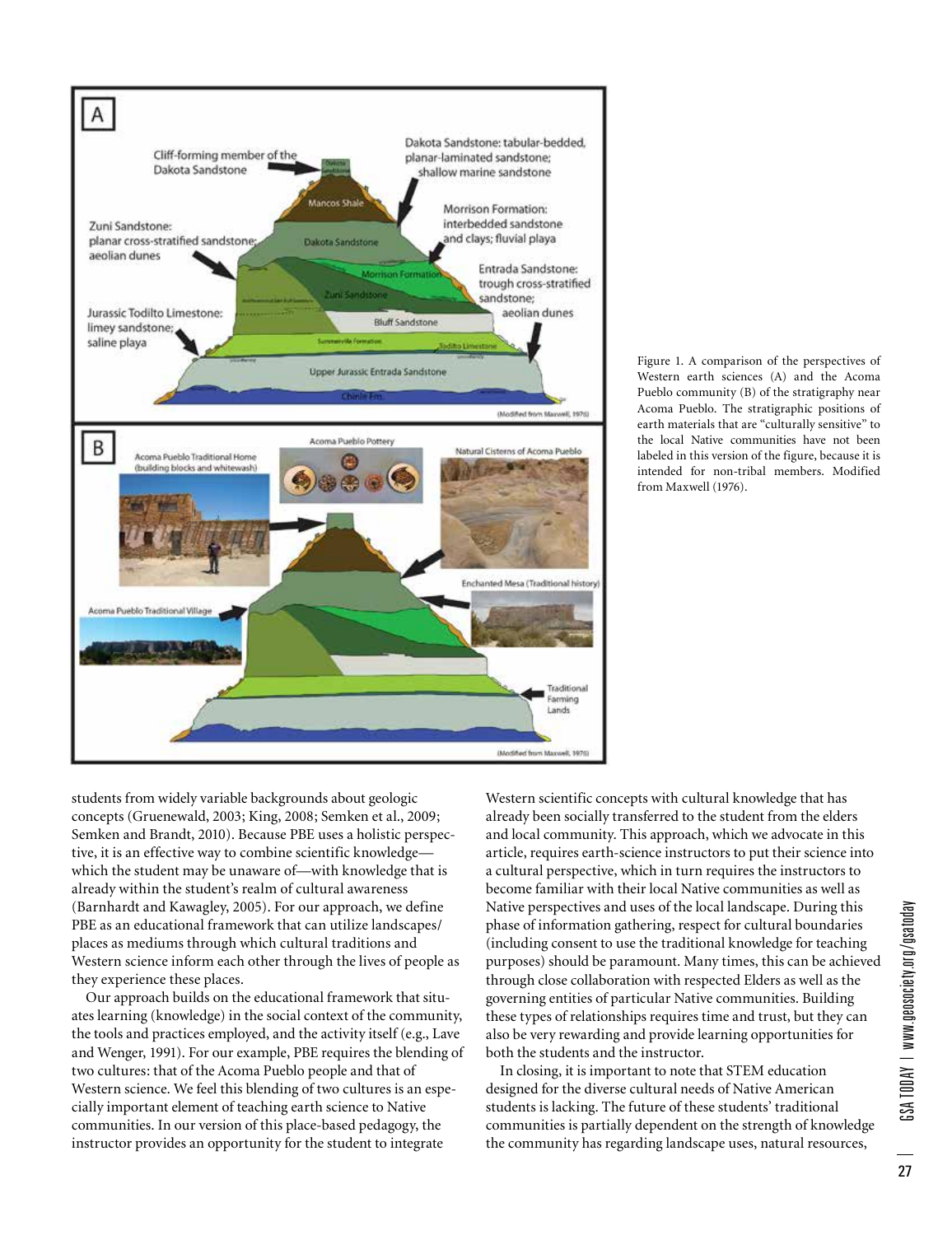Figure 1. A comparison of the perspectives of Western earth sciences (A) and the Acoma Pueblo community (B) of the stratigraphy near Acoma Pueblo. The stratigraphic positions of earth materials that are "culturally sensitive" to the local Native communities have not been labeled in this version of the figure, because it is intended for non-tribal members. Modified from Maxwell (1976).

students from widely variable backgrounds about geologic concepts (Gruenewald, 2003; King, 2008; Semken et al., 2009; Semken and Brandt, 2010). Because PBE uses a holistic perspective, it is an effective way to combine scientific knowledge—which the student may be unaware of—with knowledge that is already within the student's realm of cultural awareness (Barnhardt and Kawagley, 2005). For our approach, we define PBE as an educational framework that can utilize landscapes/places as mediums through which cultural traditions and Western science inform each other through the lives of people as they experience these places.

Our approach builds on the educational framework that situates learning (knowledge) in the social context of the community, the tools and practices employed, and the activity itself (e.g., Lave and Wenger, 1991). For our example, PBE requires the blending of two cultures: that of the Acoma Pueblo people and that of Western science. We feel this blending of two cultures is an especially important element of teaching earth science to Native communities. In our version of this place-based pedagogy, the instructor provides an opportunity for the student to integrate Western scientific concepts with cultural knowledge that has already been socially transferred to the student from the elders and local community. This approach, which we advocate in this article, requires earth-science instructors to put their science into a cultural perspective, which in turn requires the instructors to become familiar with their local Native communities as well as Native perspectives and uses of the local landscape. During this phase of information gathering, respect for cultural boundaries (including consent to use the traditional knowledge for teaching purposes) should be paramount. Many times, this can be achieved through close collaboration with respected Elders as well as the governing entities of particular Native communities. Building these types of relationships requires time and trust, but they can also be very rewarding and provide learning opportunities for both the students and the instructor.

In closing, it is important to note that STEM education designed for the diverse cultural needs of Native American students is lacking. The future of these students' traditional communities is partially dependent on the strength of knowledge the community has regarding landscape uses, natural resources,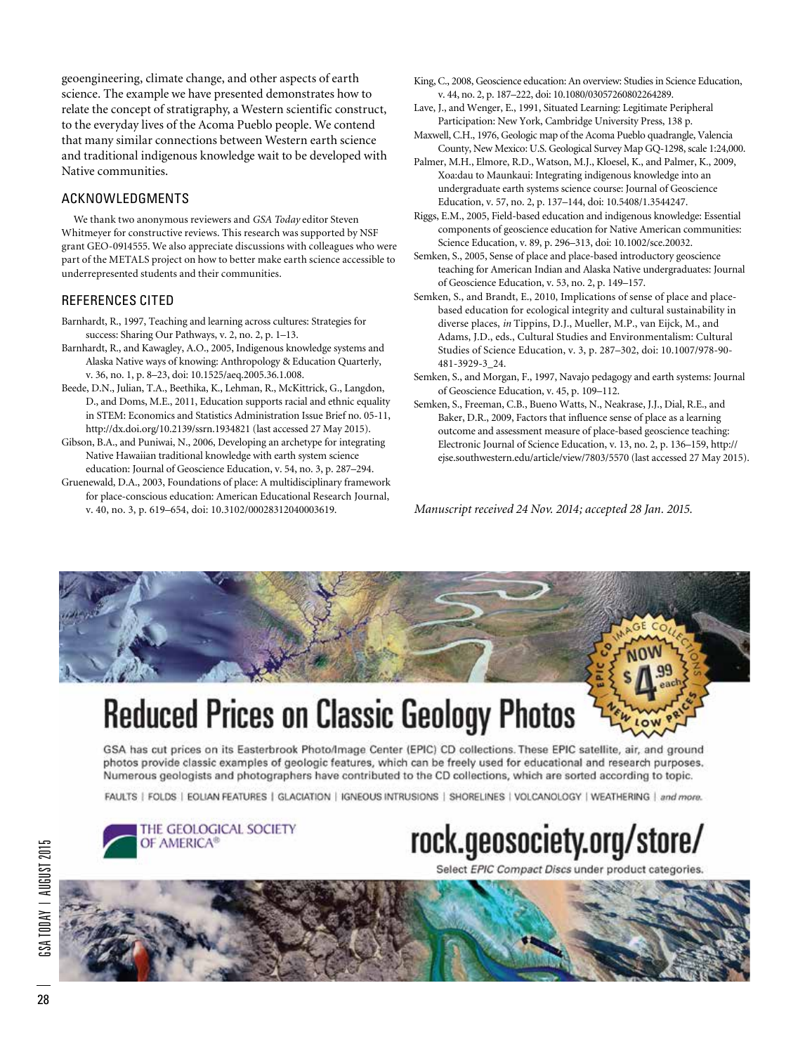geoengineering, climate change, and other aspects of earth science. The example we have presented demonstrates how to relate the concept of stratigraphy, a Western scientific construct, to the everyday lives of the Acoma Pueblo people. We contend that many similar connections between Western earth science and traditional indigenous knowledge wait to be developed with Native communities.

## ACKNOWLEDGMENTS

We thank two anonymous reviewers and *GSA Today* editor Steven Whitmeyer for constructive reviews. This research was supported by NSF grant GEO-0914555. We also appreciate discussions with colleagues who were part of the METALS project on how to better make earth science accessible to underrepresented students and their communities.

## REFERENCES CITED

Barnhardt, R., 1997, Teaching and learning across cultures: Strategies for success: Sharing Our Pathways, v. 2, no. 2, p. 1–13.

Barnhardt, R., and Kawagley, A.O., 2005, Indigenous knowledge systems and Alaska Native ways of knowing: Anthropology & Education Quarterly, v. 36, no. 1, p. 8–23, doi: 10.1525/aeq.2005.36.1.008.

Beede, D.N., Julian, T.A., Beethika, K., Lehman, R., McKittrick, G., Langdon, D., and Doms, M.E., 2011, Education supports racial and ethnic equality in STEM: Economics and Statistics Administration Issue Brief no. 05-11, http://dx.doi.org/10.2139/ssrn.1934821 (last accessed 27 May 2015).

Gibson, B.A., and Puniwai, N., 2006, Developing an archetype for integrating Native Hawaiian traditional knowledge with earth system science education: Journal of Geoscience Education, v. 54, no. 3, p. 287–294.

Gruenewald, D.A., 2003, Foundations of place: A multidisciplinary framework for place-conscious education: American Educational Research Journal, v. 40, no. 3, p. 619–654, doi: 10.3102/00028312040003619.

King, C., 2008, Geoscience education: An overview: Studies in Science Education, v. 44, no. 2, p. 187–222, doi: 10.1080/03057260802264289.

Lave, J., and Wenger, E., 1991, Situated Learning: Legitimate Peripheral Participation: New York, Cambridge University Press, 138 p.

Maxwell, C.H., 1976, Geologic map of the Acoma Pueblo quadrangle, Valencia County, New Mexico: U.S. Geological Survey Map GQ-1298, scale 1:24,000.

Palmer, M.H., Elmore, R.D., Watson, M.J., Kloesel, K., and Palmer, K., 2009, Xoa:dau to Maunkaui: Integrating indigenous knowledge into an undergraduate earth systems science course: Journal of Geoscience Education, v. 57, no. 2, p. 137–144, doi: 10.5408/1.3544247.

Riggs, E.M., 2005, Field-based education and indigenous knowledge: Essential components of geoscience education for Native American communities: Science Education, v. 89, p. 296–313, doi: 10.1002/sce.20032.

Semken, S., 2005, Sense of place and place-based introductory geoscience teaching for American Indian and Alaska Native undergraduates: Journal of Geoscience Education, v. 53, no. 2, p. 149–157.

Semken, S., and Brandt, E., 2010, Implications of sense of place and place-based education for ecological integrity and cultural sustainability in diverse places, *in* Tippins, D.J., Mueller, M.P., van Eijck, M., and Adams, J.D., eds., Cultural Studies and Environmentalism: Cultural Studies of Science Education, v. 3, p. 287–302, doi: 10.1007/978-90-481-3929-3_24.

Semken, S., and Morgan, F., 1997, Navajo pedagogy and earth systems: Journal of Geoscience Education, v. 45, p. 109–112.

Semken, S., Freeman, C.B., Bueno Watts, N., Neakrase, J.J., Dial, R.E., and Baker, D.R., 2009, Factors that influence sense of place as a learning outcome and assessment measure of place-based geoscience teaching: Electronic Journal of Science Education, v. 13, no. 2, p. 136–159, http://ejse.southwestern.edu/article/view/7803/5570 (last accessed 27 May 2015).

*Manuscript received 24 Nov. 2014; accepted 28 Jan. 2015.*

# Reduced Prices on Classic Geology Photos

EPIC CD IMAGE COLLECTIONS NOW $4.99 each NEW LOW PRICES

GSA has cut prices on its Easterbrook Photo/Image Center (EPIC) CD collections. These EPIC satellite, air, and ground photos provide classic examples of geologic features, which can be freely used for educational and research purposes. Numerous geologists and photographers have contributed to the CD collections, which are sorted according to topic.

FAULTS | FOLDS | EOLIAN FEATURES | GLACIATION | IGNEOUS INTRUSIONS | SHORELINES | VOLCANOLOGY | WEATHERING | *and more.*

THE GEOLOGICAL SOCIETY OF AMERICA®

**rock.geosociety.org/store/**

Select *EPIC Compact Discs* under product categories.